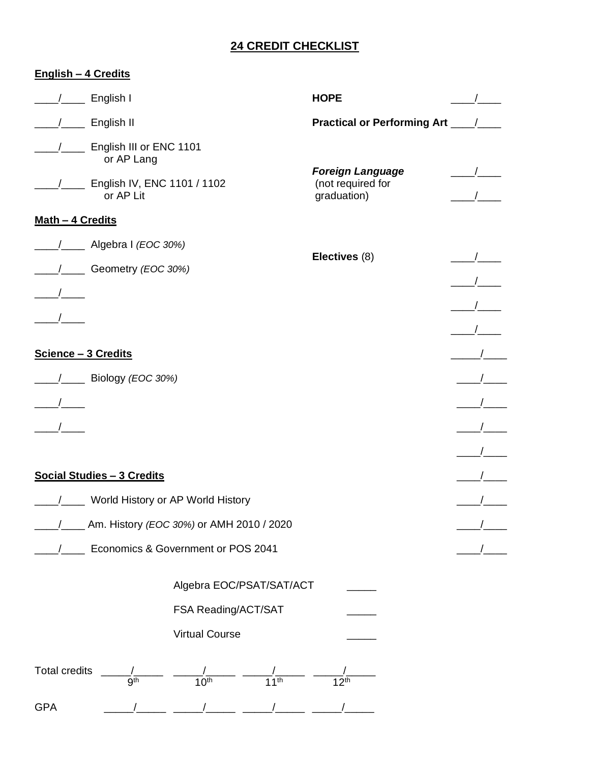# 24 CREDIT CHECKLIST

**English – 4 Credits**

____/____ English I

____/____ English II

____/____ English III or ENC 1101 or AP Lang

____/____ English IV, ENC 1101 / 1102 or AP Lit

**Math – 4 Credits**

____/____ Algebra I *(EOC 30%)*

____/____ Geometry *(EOC 30%)*

____/____

____/____

**Science – 3 Credits**

____/____ Biology *(EOC 30%)*

____/____

____/____

**Social Studies – 3 Credits**

____/____ World History or AP World History

____/____ Am. History *(EOC 30%)* or AMH 2010 / 2020

____/____ Economics & Government or POS 2041

**HOPE** ____/____

**Practical or Performing Art** ____/____

***Foreign Language*** (not required for graduation) ____/____

____/____

**Electives** (8)

____/____

____/____

____/____

____/____

____/____

____/____

____/____

____/____

____/____

____/____

____/____

____/____

Algebra EOC/PSAT/SAT/ACT _____

FSA Reading/ACT/SAT _____

Virtual Course _____

| | 9th | 10th | 11th | 12th |
|---|---|---|---|---|
| Total credits | _____/_____ | _____/_____ | _____/_____ | _____/_____ |
| GPA | _____/_____ | _____/_____ | _____/_____ | _____/_____ |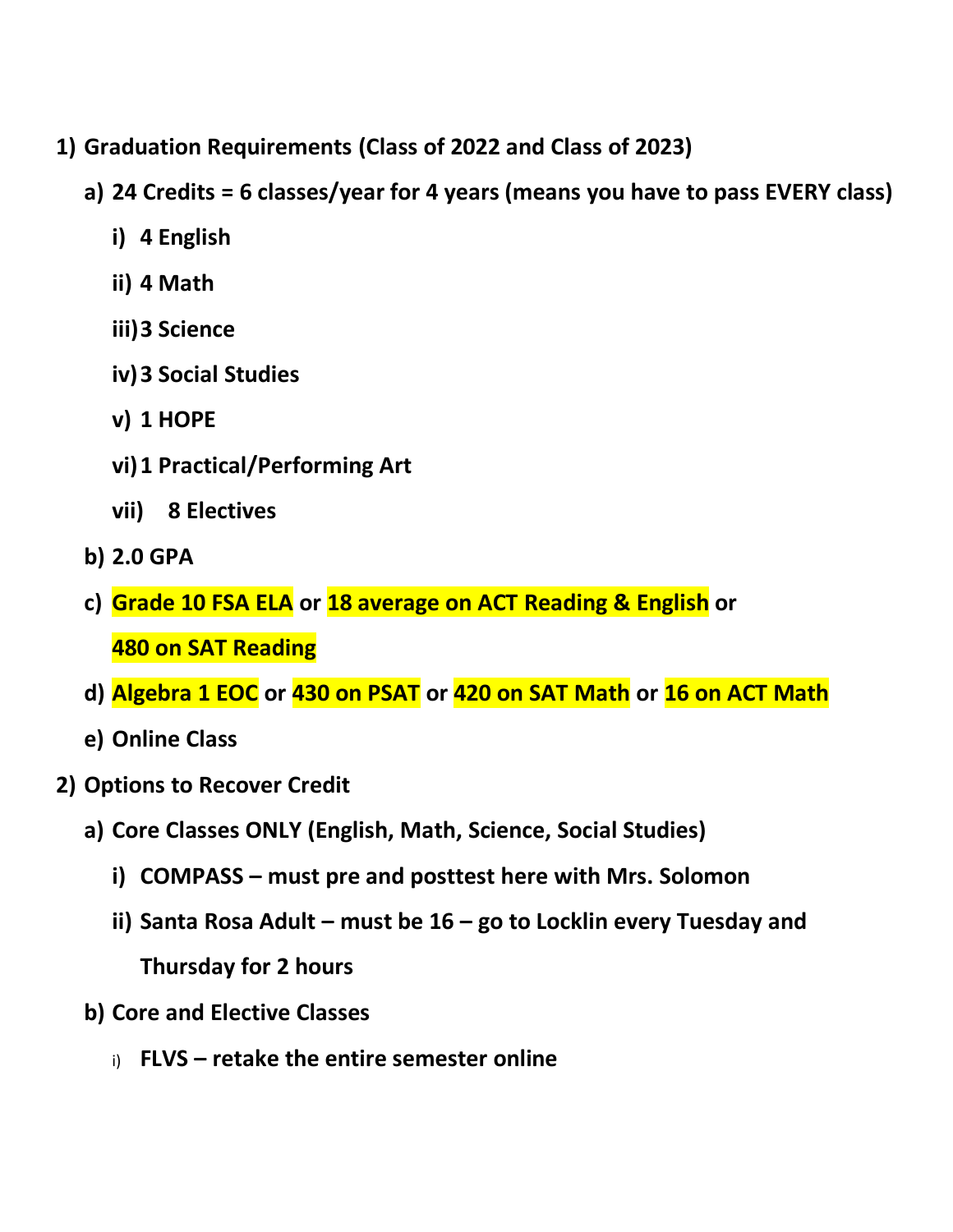1) **Graduation Requirements (Class of 2022 and Class of 2023)**
   a) **24 Credits = 6 classes/year for 4 years (means you have to pass EVERY class)**
      i) **4 English**
      ii) **4 Math**
      iii) **3 Science**
      iv) **3 Social Studies**
      v) **1 HOPE**
      vi) **1 Practical/Performing Art**
      vii) **8 Electives**
   b) **2.0 GPA**
   c) **Grade 10 FSA ELA or 18 average on ACT Reading & English or 480 on SAT Reading**
   d) **Algebra 1 EOC or 430 on PSAT or 420 on SAT Math or 16 on ACT Math**
   e) **Online Class**
2) **Options to Recover Credit**
   a) **Core Classes ONLY (English, Math, Science, Social Studies)**
      i) **COMPASS – must pre and posttest here with Mrs. Solomon**
      ii) **Santa Rosa Adult – must be 16 – go to Locklin every Tuesday and Thursday for 2 hours**
   b) **Core and Elective Classes**
      i) **FLVS – retake the entire semester online**